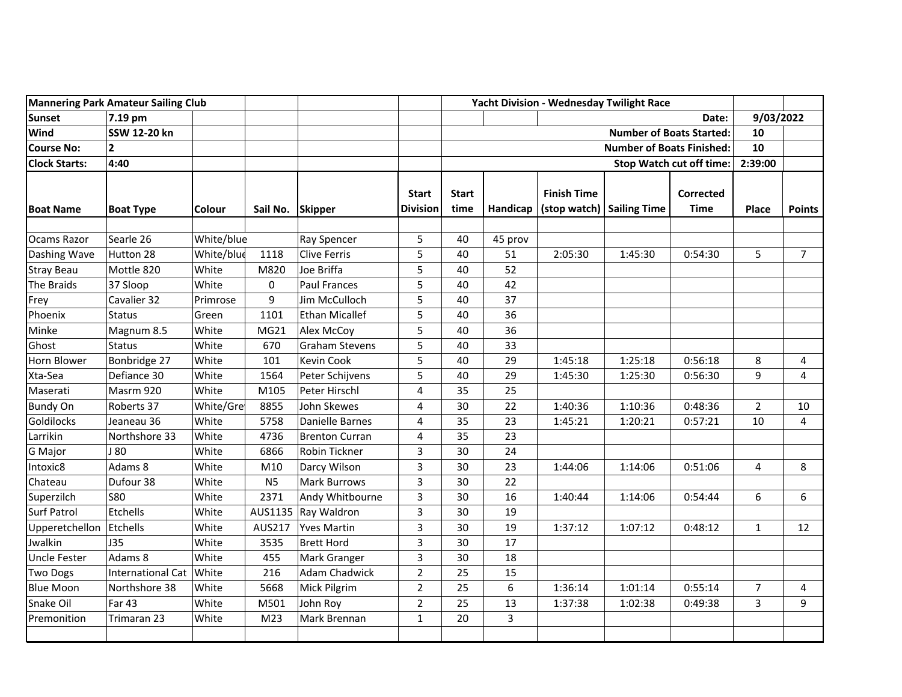| Mannering Park Amateur Sailing Club | | | | | Yacht Division - Wednesday Twilight Race | | | | | | | |
|---|---|---|---|---|---|---|---|---|---|---|---|---|
| Sunset | 7.19 pm | | | | | | | | | Date: | 9/03/2022 | |
| Wind | SSW 12-20 kn | | | | | | | | | Number of Boats Started: | 10 | |
| Course No: | 2 | | | | | | | | | Number of Boats Finished: | 10 | |
| Clock Starts: | 4:40 | | | | | | | | | Stop Watch cut off time: | 2:39:00 | |
| **Boat Name** | **Boat Type** | **Colour** | **Sail No.** | **Skipper** | **Start Division** | **Start time** | **Handicap** | **Finish Time (stop watch)** | **Sailing Time** | **Corrected Time** | **Place** | **Points** |
| | | | | | | | | | | | | |
| Ocams Razor | Searle 26 | White/blue | | Ray Spencer | 5 | 40 | 45 prov | | | | | |
| Dashing Wave | Hutton 28 | White/blue | 1118 | Clive Ferris | 5 | 40 | 51 | 2:05:30 | 1:45:30 | 0:54:30 | 5 | 7 |
| Stray Beau | Mottle 820 | White | M820 | Joe Briffa | 5 | 40 | 52 | | | | | |
| The Braids | 37 Sloop | White | 0 | Paul Frances | 5 | 40 | 42 | | | | | |
| Frey | Cavalier 32 | Primrose | 9 | Jim McCulloch | 5 | 40 | 37 | | | | | |
| Phoenix | Status | Green | 1101 | Ethan Micallef | 5 | 40 | 36 | | | | | |
| Minke | Magnum 8.5 | White | MG21 | Alex McCoy | 5 | 40 | 36 | | | | | |
| Ghost | Status | White | 670 | Graham Stevens | 5 | 40 | 33 | | | | | |
| Horn Blower | Bonbridge 27 | White | 101 | Kevin Cook | 5 | 40 | 29 | 1:45:18 | 1:25:18 | 0:56:18 | 8 | 4 |
| Xta-Sea | Defiance 30 | White | 1564 | Peter Schijvens | 5 | 40 | 29 | 1:45:30 | 1:25:30 | 0:56:30 | 9 | 4 |
| Maserati | Masrm 920 | White | M105 | Peter Hirschl | 4 | 35 | 25 | | | | | |
| Bundy On | Roberts 37 | White/Grey | 8855 | John Skewes | 4 | 30 | 22 | 1:40:36 | 1:10:36 | 0:48:36 | 2 | 10 |
| Goldilocks | Jeaneau 36 | White | 5758 | Danielle Barnes | 4 | 35 | 23 | 1:45:21 | 1:20:21 | 0:57:21 | 10 | 4 |
| Larrikin | Northshore 33 | White | 4736 | Brenton Curran | 4 | 35 | 23 | | | | | |
| G Major | J 80 | White | 6866 | Robin Tickner | 3 | 30 | 24 | | | | | |
| Intoxic8 | Adams 8 | White | M10 | Darcy Wilson | 3 | 30 | 23 | 1:44:06 | 1:14:06 | 0:51:06 | 4 | 8 |
| Chateau | Dufour 38 | White | N5 | Mark Burrows | 3 | 30 | 22 | | | | | |
| Superzilch | S80 | White | 2371 | Andy Whitbourne | 3 | 30 | 16 | 1:40:44 | 1:14:06 | 0:54:44 | 6 | 6 |
| Surf Patrol | Etchells | White | AUS1135 | Ray Waldron | 3 | 30 | 19 | | | | | |
| Upperetchellon | Etchells | White | AUS217 | Yves Martin | 3 | 30 | 19 | 1:37:12 | 1:07:12 | 0:48:12 | 1 | 12 |
| Jwalkin | J35 | White | 3535 | Brett Hord | 3 | 30 | 17 | | | | | |
| Uncle Fester | Adams 8 | White | 455 | Mark Granger | 3 | 30 | 18 | | | | | |
| Two Dogs | International Cat | White | 216 | Adam Chadwick | 2 | 25 | 15 | | | | | |
| Blue Moon | Northshore 38 | White | 5668 | Mick Pilgrim | 2 | 25 | 6 | 1:36:14 | 1:01:14 | 0:55:14 | 7 | 4 |
| Snake Oil | Far 43 | White | M501 | John Roy | 2 | 25 | 13 | 1:37:38 | 1:02:38 | 0:49:38 | 3 | 9 |
| Premonition | Trimaran 23 | White | M23 | Mark Brennan | 1 | 20 | 3 | | | | | |
| | | | | | | | | | | | | |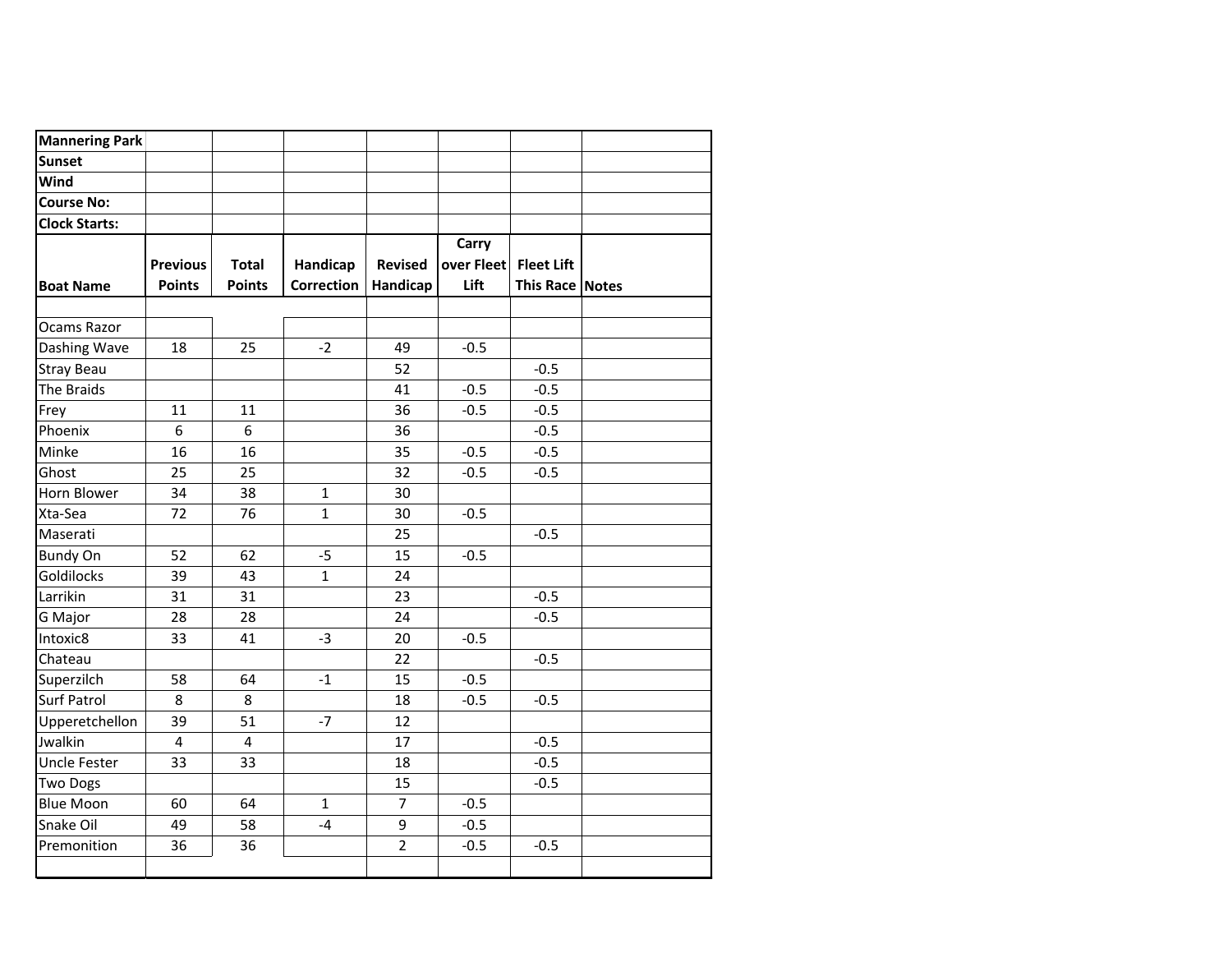| | | | | | | | |
|---|---|---|---|---|---|---|---|
| **Mannering Park** | | | | | | | |
| **Sunset** | | | | | | | |
| **Wind** | | | | | | | |
| **Course No:** | | | | | | | |
| **Clock Starts:** | | | | | | | |
| **Boat Name** | **Previous Points** | **Total Points** | **Handicap Correction** | **Revised Handicap** | **Carry over Fleet Lift** | **Fleet Lift This Race** | **Notes** |
| | | | | | | | |
| Ocams Razor | | | | | | | |
| Dashing Wave | 18 | 25 | -2 | 49 | -0.5 | | |
| Stray Beau | | | | 52 | | -0.5 | |
| The Braids | | | | 41 | -0.5 | -0.5 | |
| Frey | 11 | 11 | | 36 | -0.5 | -0.5 | |
| Phoenix | 6 | 6 | | 36 | | -0.5 | |
| Minke | 16 | 16 | | 35 | -0.5 | -0.5 | |
| Ghost | 25 | 25 | | 32 | -0.5 | -0.5 | |
| Horn Blower | 34 | 38 | 1 | 30 | | | |
| Xta-Sea | 72 | 76 | 1 | 30 | -0.5 | | |
| Maserati | | | | 25 | | -0.5 | |
| Bundy On | 52 | 62 | -5 | 15 | -0.5 | | |
| Goldilocks | 39 | 43 | 1 | 24 | | | |
| Larrikin | 31 | 31 | | 23 | | -0.5 | |
| G Major | 28 | 28 | | 24 | | -0.5 | |
| Intoxic8 | 33 | 41 | -3 | 20 | -0.5 | | |
| Chateau | | | | 22 | | -0.5 | |
| Superzilch | 58 | 64 | -1 | 15 | -0.5 | | |
| Surf Patrol | 8 | 8 | | 18 | -0.5 | -0.5 | |
| Upperetchellon | 39 | 51 | -7 | 12 | | | |
| Jwalkin | 4 | 4 | | 17 | | -0.5 | |
| Uncle Fester | 33 | 33 | | 18 | | -0.5 | |
| Two Dogs | | | | 15 | | -0.5 | |
| Blue Moon | 60 | 64 | 1 | 7 | -0.5 | | |
| Snake Oil | 49 | 58 | -4 | 9 | -0.5 | | |
| Premonition | 36 | 36 | | 2 | -0.5 | -0.5 | |
| | | | | | | | |